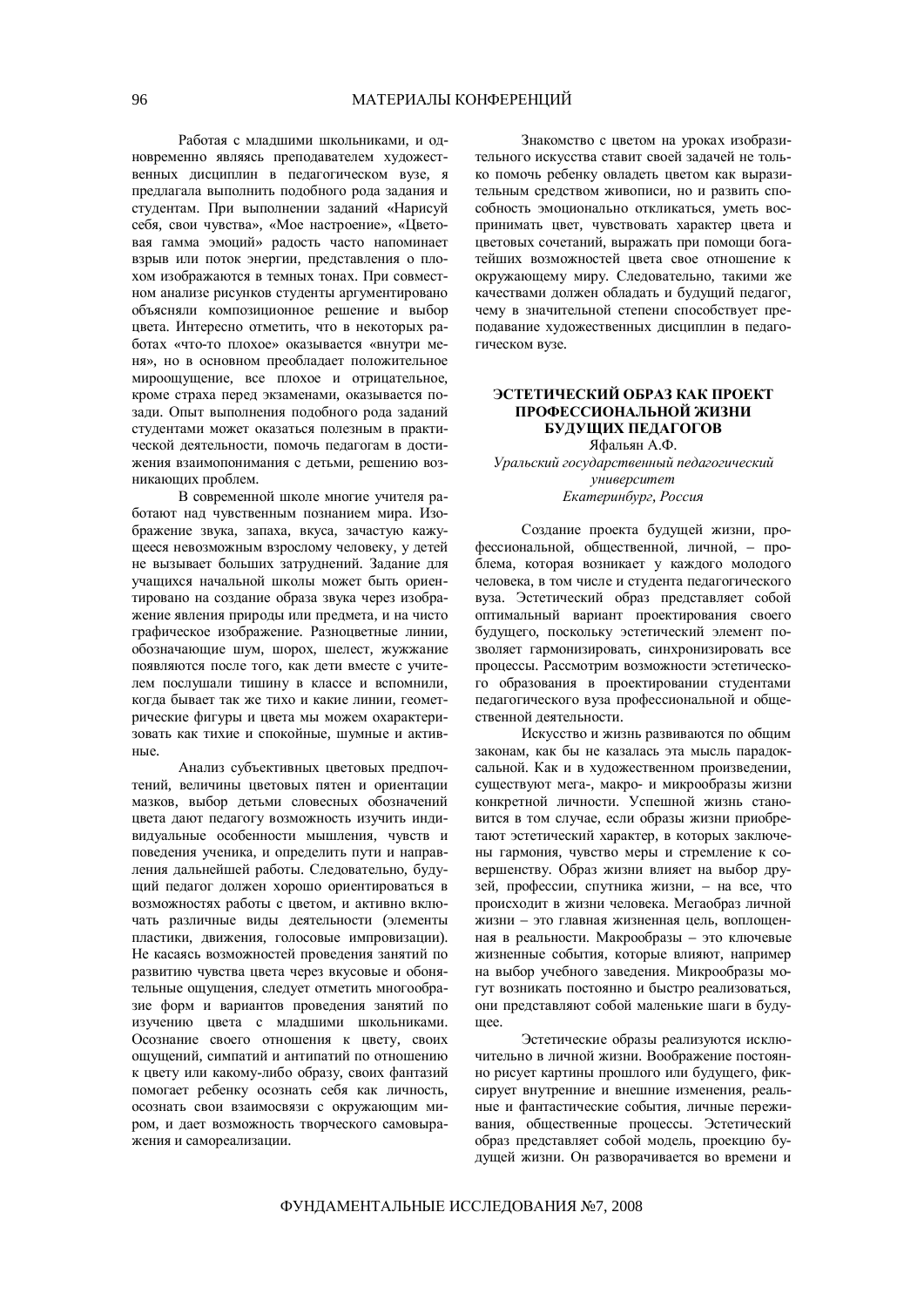Работая с младшими школьниками, и одновременно являясь преподавателем художественных дисциплин в педагогическом вузе, я предлагала выполнить подобного рода задания и студентам. При выполнении заданий «Нарисуй себя, свои чувства», «Мое настроение», «Цветовая гамма эмоций» радость часто напоминает взрыв или поток энергии, представления о плохом изображаются в темных тонах. При совместном анализе рисунков студенты аргументировано объясняли композиционное решение и выбор цвета. Интересно отметить, что в некоторых работах «что-то плохое» оказывается «внутри меня», но в основном преобладает положительное мироощущение, все плохое и отрицательное, кроме страха перед экзаменами, оказывается позади. Опыт выполнения подобного рода заданий студентами может оказаться полезным в практической деятельности, помочь педагогам в достижения взаимопонимания с летьми, решению возникающих проблем.

В современной школе многие учителя работают над чувственным познанием мира. Изображение звука, запаха, вкуса, зачастую кажущееся невозможным взрослому человеку, у детей не вызывает больших затруднений. Задание для учащихся начальной школы может быть ориентировано на создание образа звука через изображение явления природы или предмета, и на чисто графическое изображение. Разноцветные линии, обозначающие шум, шорох, шелест, жужжание появляются после того, как дети вместе с учителем послушали тишину в классе и вспомнили, когда бывает так же тихо и какие линии, геометрические фигуры и цвета мы можем охарактеризовать как тихие и спокойные, шумные и активные

Анализ субъективных цветовых предпочтений, величины шветовых пятен и ориентации мазков, выбор детьми словесных обозначений цвета дают педагогу возможность изучить индивидуальные особенности мышления, чувств и поведения ученика, и определить пути и направления дальнейшей работы. Следовательно, будущий педагог должен хорошо ориентироваться в возможностях работы с цветом, и активно включать различные виды деятельности (элементы пластики, движения, голосовые импровизации). Не касаясь возможностей проведения занятий по развитию чувства цвета через вкусовые и обонятельные ощущения, следует отметить многообразие форм и вариантов проведения занятий по изучению цвета с младшими школьниками. Осознание своего отношения к цвету, своих ошушений, симпатий и антипатий по отношению к цвету или какому-либо образу, своих фантазий помогает ребенку осознать себя как личность, осознать свои взаимосвязи с окружающим миром, и дает возможность творческого самовыражения и самореализации.

Знакомство с цветом на уроках изобразительного искусства ставит своей задачей не только помочь ребенку овладеть цветом как выразительным средством живописи, но и развить способность эмоционально откликаться, уметь воспринимать цвет, чувствовать характер цвета и цветовых сочетаний, выражать при помощи богатейших возможностей цвета свое отношение к окружающему миру. Следовательно, такими же качествами должен обладать и будущий педагог, чему в значительной степени способствует преподавание художественных дисциплин в педагогическом вузе.

## ЭСТЕТИЧЕСКИЙ ОБРАЗ КАК ПРОЕКТ ПРОФЕССИОНАЛЬНОЙ ЖИЗНИ БУДУЩИХ ПЕДАГОГОВ

Яфальян А.Ф. **Уральский государственный педагогический университет**  $E$ катеринбург, Россия

Создание проекта будущей жизни, профессиональной, общественной, личной, – проблема, которая возникает у каждого молодого человека, в том числе и студента педагогического вуза. Эстетический образ представляет собой оптимальный вариант проектирования своего будущего, поскольку эстетический элемент позволяет гармонизировать, синхронизировать все процессы. Рассмотрим возможности эстетического образования в проектировании студентами педагогического вуза профессиональной и общественной деятельности.

Искусство и жизнь развиваются по общим законам, как бы не казалась эта мысль парадоксальной. Как и в художественном произведении, существуют мега-, макро- и микрообразы жизни конкретной личности. Успешной жизнь становится в том случае, если образы жизни приобретают эстетический характер, в которых заключены гармония, чувство меры и стремление к совершенству. Образ жизни влияет на выбор друзей, профессии, спутника жизни, - на все, что происходит в жизни человека. Мегаобраз личной жизни – это главная жизненная цель, воплощенная в реальности. Макрообразы – это ключевые жизненные события, которые влияют, например на выбор учебного заведения. Микрообразы могут возникать постоянно и быстро реализоваться, они представляют собой маленькие шаги в будуmee.

Эстетические образы реализуются исключительно в личной жизни. Воображение постоянно рисует картины прошлого или будущего, фиксирует внутренние и внешние изменения, реальные и фантастические события, личные переживания, общественные процессы. Эстетический образ представляет собой модель, проекцию будущей жизни. Он разворачивается во времени и